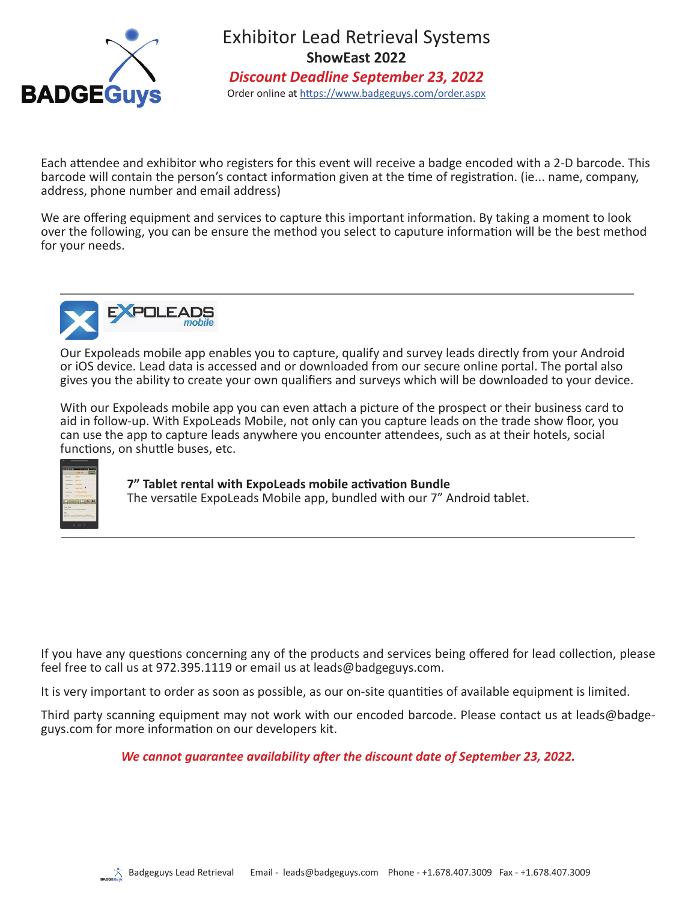# Exhibitor Lead Retrieval Systems

## ShowEast 2022

***Discount Deadline September 23, 2022***

Order online at https://www.badgeguys.com/order.aspx

Each attendee and exhibitor who registers for this event will receive a badge encoded with a 2-D barcode. This barcode will contain the person's contact information given at the time of registration. (ie... name, company, address, phone number and email address)

We are offering equipment and services to capture this important information. By taking a moment to look over the following, you can be ensure the method you select to caputure information will be the best method for your needs.

---

EXPOLEADS mobile

Our Expoleads mobile app enables you to capture, qualify and survey leads directly from your Android or iOS device. Lead data is accessed and or downloaded from our secure online portal. The portal also gives you the ability to create your own qualifiers and surveys which will be downloaded to your device.

With our Expoleads mobile app you can even attach a picture of the prospect or their business card to aid in follow-up. With ExpoLeads Mobile, not only can you capture leads on the trade show floor, you can use the app to capture leads anywhere you encounter attendees, such as at their hotels, social functions, on shuttle buses, etc.

**7" Tablet rental with ExpoLeads mobile activation Bundle**
The versatile ExpoLeads Mobile app, bundled with our 7" Android tablet.

---

If you have any questions concerning any of the products and services being offered for lead collection, please feel free to call us at 972.395.1119 or email us at leads@badgeguys.com.

It is very important to order as soon as possible, as our on-site quantities of available equipment is limited.

Third party scanning equipment may not work with our encoded barcode. Please contact us at leads@badgeguys.com for more information on our developers kit.

***We cannot guarantee availability after the discount date of September 23, 2022.***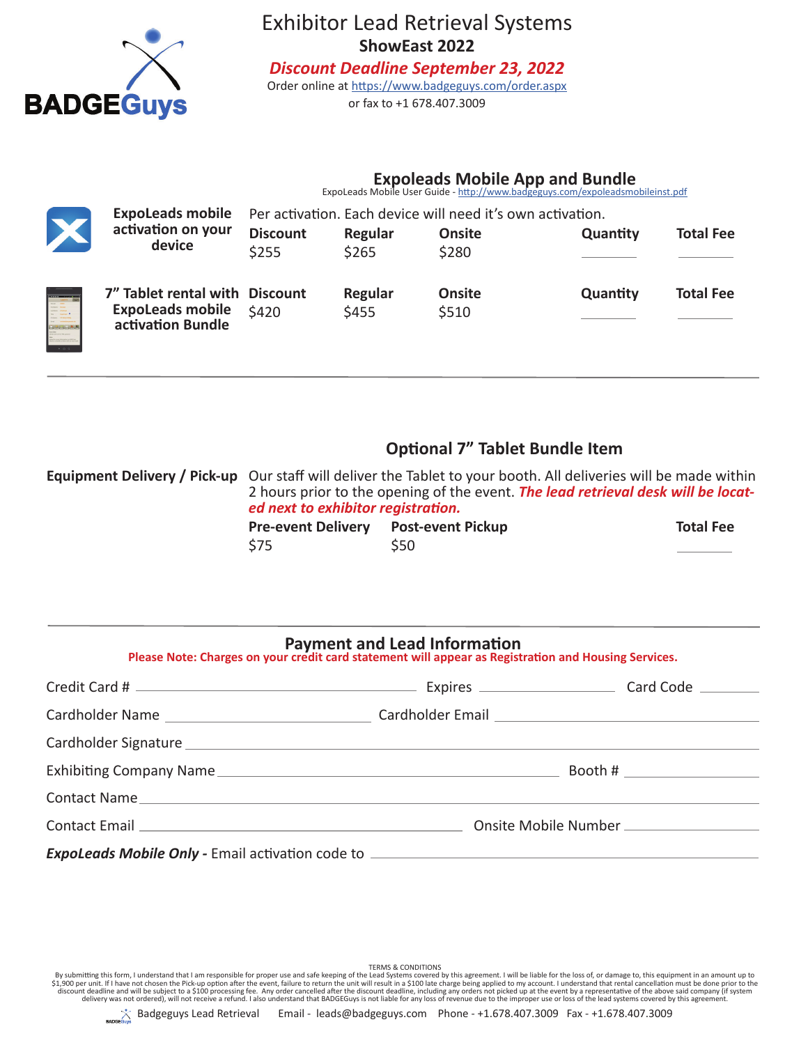# Exhibitor Lead Retrieval Systems

**ShowEast 2022**

***Discount Deadline September 23, 2022***

Order online at https://www.badgeguys.com/order.aspx

or fax to +1 678.407.3009

## Expoleads Mobile App and Bundle

ExpoLeads Mobile User Guide - http://www.badgeguys.com/expoleadsmobileinst.pdf

| | Discount | Regular | Onsite | Quantity | Total Fee |
|---|---|---|---|---|---|
| **ExpoLeads mobile activation on your device** (Per activation. Each device will need it's own activation.) | $255 | $265 | $280 | ______ | ______ |
| **7" Tablet rental with ExpoLeads mobile activation Bundle** | $420 | $455 | $510 | ______ | ______ |

## Optional 7" Tablet Bundle Item

**Equipment Delivery / Pick-up** Our staff will deliver the Tablet to your booth. All deliveries will be made within 2 hours prior to the opening of the event. ***The lead retrieval desk will be located next to exhibitor registration.***

| Pre-event Delivery | Post-event Pickup | Total Fee |
|---|---|---|
| $75 | $50 | ______ |

## Payment and Lead Information

**Please Note: Charges on your credit card statement will appear as Registration and Housing Services.**

Credit Card # ______________________ Expires ____________ Card Code ________

Cardholder Name ______________________ Cardholder Email ______________________

Cardholder Signature ______________________________________________

Exhibiting Company Name ______________________ Booth # ____________

Contact Name ______________________________________________

Contact Email ______________________ Onsite Mobile Number ____________

***ExpoLeads Mobile Only* - Email activation code to** ______________________

TERMS & CONDITIONS

By submitting this form, I understand that I am responsible for proper use and safe keeping of the Lead Systems covered by this agreement. I will be liable for the loss of, or damage to, this equipment in an amount up to $1,900 per unit. If I have not chosen the Pick-up option after the event, failure to return the unit will result in a $100 late charge being applied to my account. I understand that rental cancellation must be done prior to the discount deadline and will be subject to a $100 processing fee. Any order cancelled after the discount deadline, including any orders not picked up at the event by a representative of the above said company (if system delivery was not ordered), will not receive a refund. I also understand that BADGEGuys is not liable for any loss of revenue due to the improper use or loss of the lead systems covered by this agreement.

Badgeguys Lead Retrieval Email - leads@badgeguys.com Phone - +1.678.407.3009 Fax - +1.678.407.3009